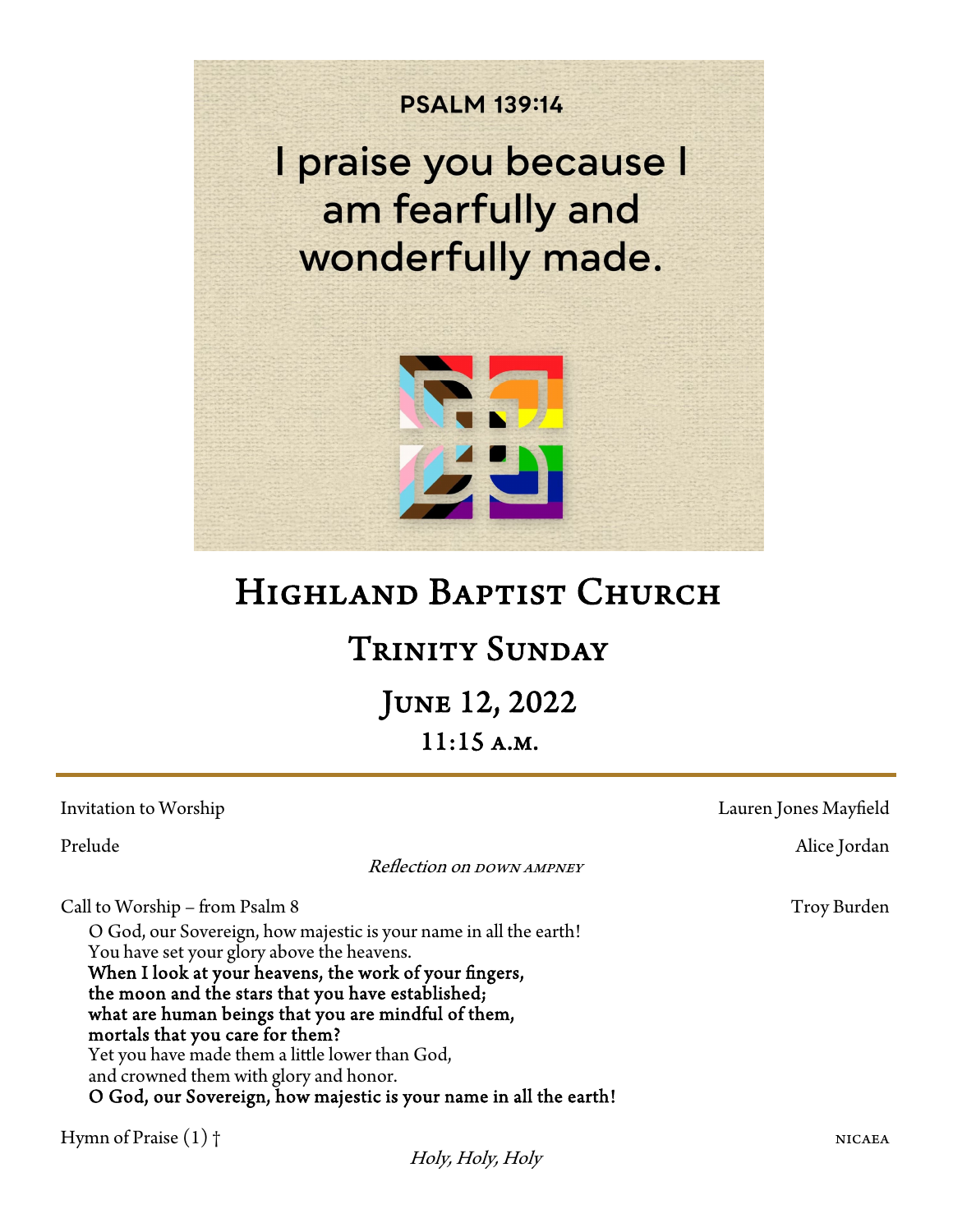PSALM 139:14

I praise you because I am fearfully and wonderfully made.

# Highland Baptist Church

## Trinity Sunday

## June 12, 2022

## 11:15 a.m.

---

Invitation to Worship — Lauren Jones Mayfield

Prelude — Alice Jordan

*Reflection on* DOWN AMPNEY

Call to Worship – from Psalm 8 — Troy Burden

O God, our Sovereign, how majestic is your name in all the earth!
You have set your glory above the heavens.
**When I look at your heavens, the work of your fingers,**
**the moon and the stars that you have established;**
**what are human beings that you are mindful of them,**
**mortals that you care for them?**
Yet you have made them a little lower than God,
and crowned them with glory and honor.
**O God, our Sovereign, how majestic is your name in all the earth!**

Hymn of Praise (1) † — NICAEA

*Holy, Holy, Holy*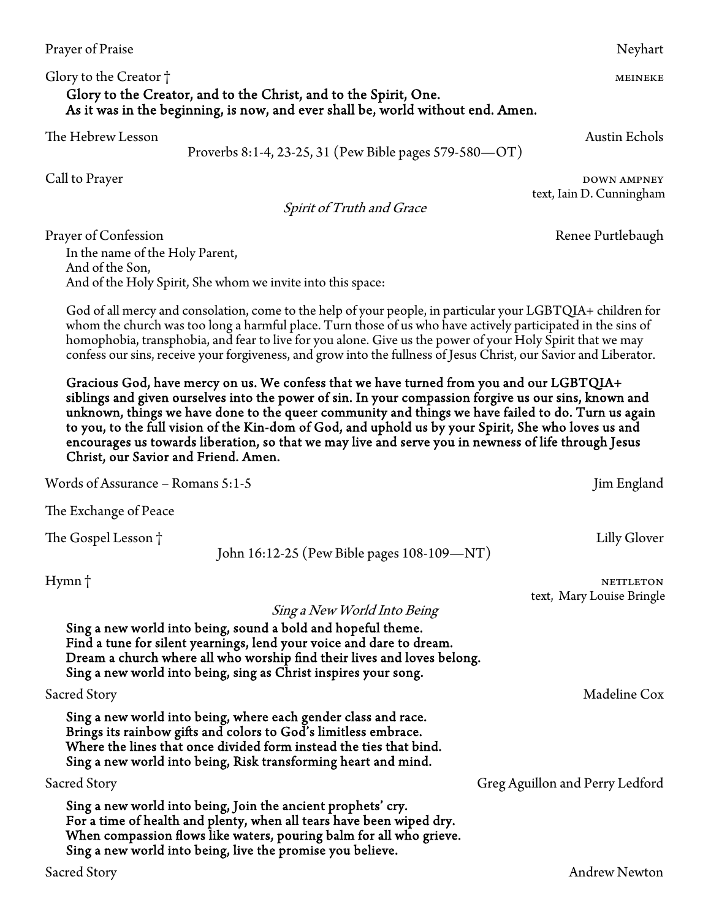Prayer of Praise — Neyhart

Glory to the Creator † — MEINEKE

**Glory to the Creator, and to the Christ, and to the Spirit, One.**
**As it was in the beginning, is now, and ever shall be, world without end. Amen.**

The Hebrew Lesson — Austin Echols

Proverbs 8:1-4, 23-25, 31 (Pew Bible pages 579-580—OT)

Call to Prayer — DOWN AMPNEY
text, Iain D. Cunningham

*Spirit of Truth and Grace*

Prayer of Confession — Renee Purtlebaugh

In the name of the Holy Parent,
And of the Son,
And of the Holy Spirit, She whom we invite into this space:

God of all mercy and consolation, come to the help of your people, in particular your LGBTQIA+ children for whom the church was too long a harmful place. Turn those of us who have actively participated in the sins of homophobia, transphobia, and fear to live for you alone. Give us the power of your Holy Spirit that we may confess our sins, receive your forgiveness, and grow into the fullness of Jesus Christ, our Savior and Liberator.

**Gracious God, have mercy on us. We confess that we have turned from you and our LGBTQIA+ siblings and given ourselves into the power of sin. In your compassion forgive us our sins, known and unknown, things we have done to the queer community and things we have failed to do. Turn us again to you, to the full vision of the Kin-dom of God, and uphold us by your Spirit, She who loves us and encourages us towards liberation, so that we may live and serve you in newness of life through Jesus Christ, our Savior and Friend. Amen.**

Words of Assurance – Romans 5:1-5 — Jim England

The Exchange of Peace

The Gospel Lesson † — Lilly Glover

John 16:12-25 (Pew Bible pages 108-109—NT)

Hymn † — NETTLETON
text, Mary Louise Bringle

*Sing a New World Into Being*

**Sing a new world into being, sound a bold and hopeful theme.**
**Find a tune for silent yearnings, lend your voice and dare to dream.**
**Dream a church where all who worship find their lives and loves belong.**
**Sing a new world into being, sing as Christ inspires your song.**

Sacred Story — Madeline Cox

**Sing a new world into being, where each gender class and race.**
**Brings its rainbow gifts and colors to God's limitless embrace.**
**Where the lines that once divided form instead the ties that bind.**
**Sing a new world into being, Risk transforming heart and mind.**

Sacred Story — Greg Aguillon and Perry Ledford

**Sing a new world into being, Join the ancient prophets' cry.**
**For a time of health and plenty, when all tears have been wiped dry.**
**When compassion flows like waters, pouring balm for all who grieve.**
**Sing a new world into being, live the promise you believe.**

Sacred Story — Andrew Newton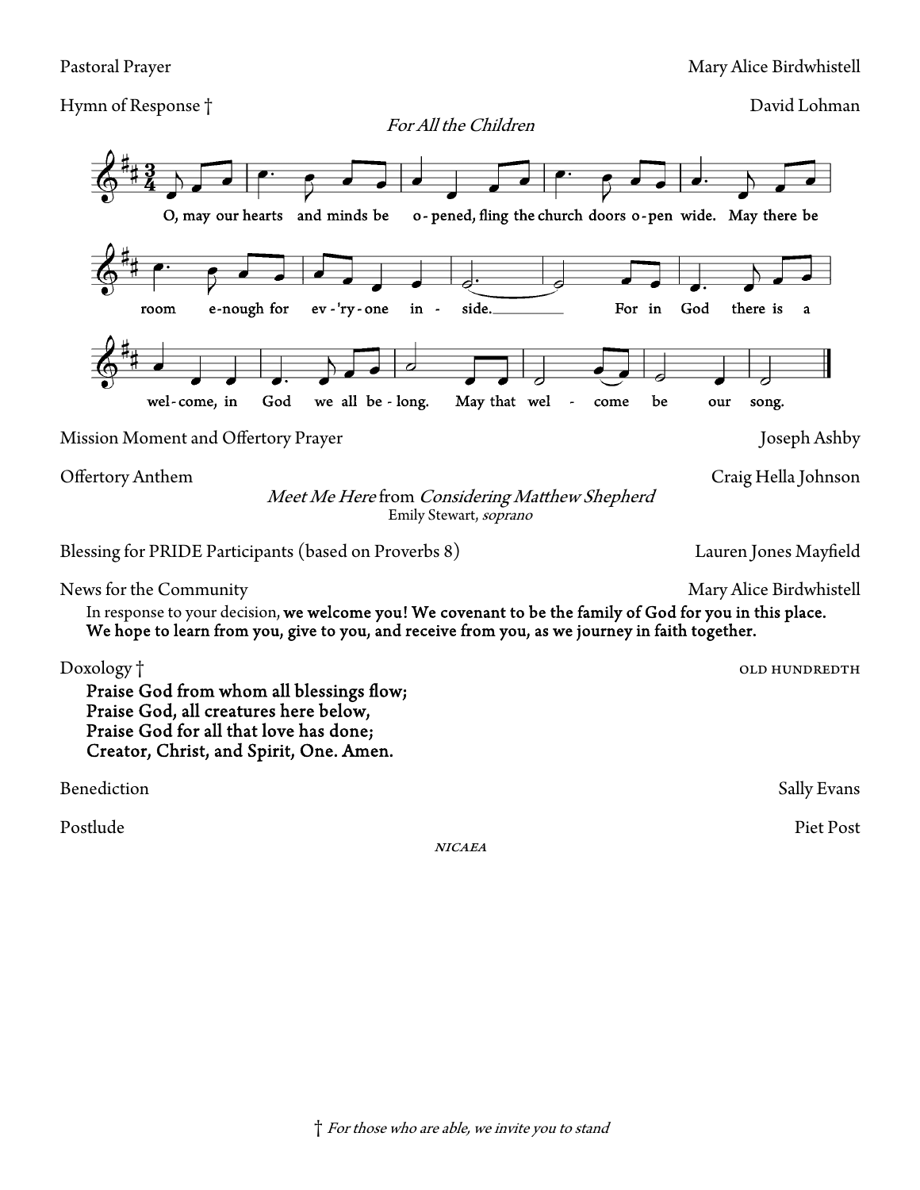Pastoral Prayer — Mary Alice Birdwhistell

Hymn of Response † — David Lohman

*For All the Children*

O, may our hearts and minds be o-pened, fling the church doors o-pen wide. May there be room e-nough for ev-'ry-one in-side. For in God there is a wel-come, in God we all be-long. May that wel-come be our song.

Mission Moment and Offertory Prayer — Joseph Ashby

Offertory Anthem — Craig Hella Johnson

*Meet Me Here* from *Considering Matthew Shepherd*
Emily Stewart, *soprano*

Blessing for PRIDE Participants (based on Proverbs 8) — Lauren Jones Mayfield

News for the Community — Mary Alice Birdwhistell

In response to your decision, **we welcome you! We covenant to be the family of God for you in this place. We hope to learn from you, give to you, and receive from you, as we journey in faith together.**

Doxology † — OLD HUNDREDTH

**Praise God from whom all blessings flow;**
**Praise God, all creatures here below,**
**Praise God for all that love has done;**
**Creator, Christ, and Spirit, One. Amen.**

Benediction — Sally Evans

Postlude — Piet Post

*NICAEA*

† *For those who are able, we invite you to stand*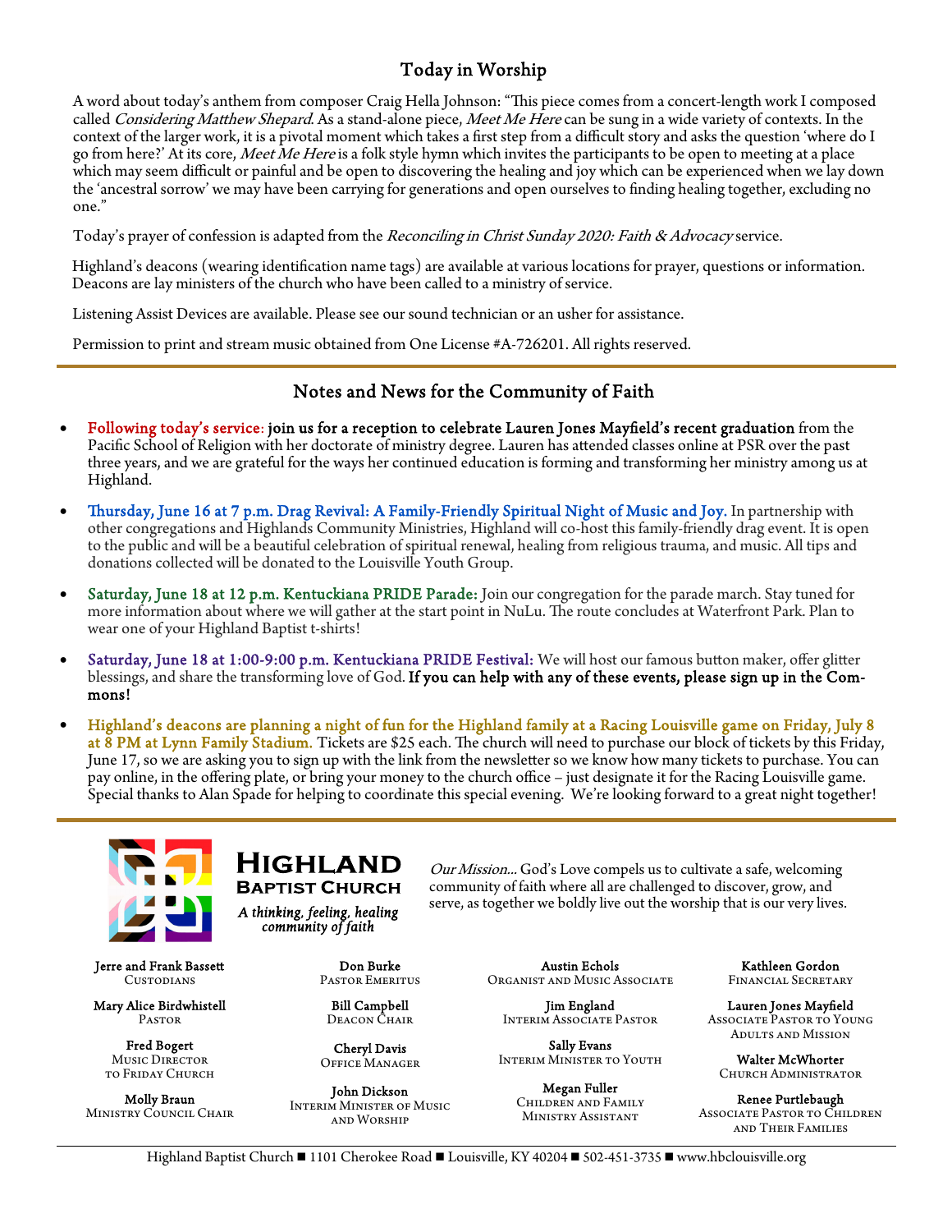## Today in Worship

A word about today's anthem from composer Craig Hella Johnson: "This piece comes from a concert-length work I composed called *Considering Matthew Shepard*. As a stand-alone piece, *Meet Me Here* can be sung in a wide variety of contexts. In the context of the larger work, it is a pivotal moment which takes a first step from a difficult story and asks the question 'where do I go from here?' At its core, *Meet Me Here* is a folk style hymn which invites the participants to be open to meeting at a place which may seem difficult or painful and be open to discovering the healing and joy which can be experienced when we lay down the 'ancestral sorrow' we may have been carrying for generations and open ourselves to finding healing together, excluding no one."

Today's prayer of confession is adapted from the *Reconciling in Christ Sunday 2020: Faith & Advocacy* service.

Highland's deacons (wearing identification name tags) are available at various locations for prayer, questions or information. Deacons are lay ministers of the church who have been called to a ministry of service.

Listening Assist Devices are available. Please see our sound technician or an usher for assistance.

Permission to print and stream music obtained from One License #A-726201. All rights reserved.

## Notes and News for the Community of Faith

- **Following today's service: join us for a reception to celebrate Lauren Jones Mayfield's recent graduation** from the Pacific School of Religion with her doctorate of ministry degree. Lauren has attended classes online at PSR over the past three years, and we are grateful for the ways her continued education is forming and transforming her ministry among us at Highland.
- **Thursday, June 16 at 7 p.m. Drag Revival: A Family-Friendly Spiritual Night of Music and Joy.** In partnership with other congregations and Highlands Community Ministries, Highland will co-host this family-friendly drag event. It is open to the public and will be a beautiful celebration of spiritual renewal, healing from religious trauma, and music. All tips and donations collected will be donated to the Louisville Youth Group.
- **Saturday, June 18 at 12 p.m. Kentuckiana PRIDE Parade:** Join our congregation for the parade march. Stay tuned for more information about where we will gather at the start point in NuLu. The route concludes at Waterfront Park. Plan to wear one of your Highland Baptist t-shirts!
- **Saturday, June 18 at 1:00-9:00 p.m. Kentuckiana PRIDE Festival:** We will host our famous button maker, offer glitter blessings, and share the transforming love of God. **If you can help with any of these events, please sign up in the Commons!**
- **Highland's deacons are planning a night of fun for the Highland family at a Racing Louisville game on Friday, July 8 at 8 PM at Lynn Family Stadium.** Tickets are $25 each. The church will need to purchase our block of tickets by this Friday, June 17, so we are asking you to sign up with the link from the newsletter so we know how many tickets to purchase. You can pay online, in the offering plate, or bring your money to the church office – just designate it for the Racing Louisville game. Special thanks to Alan Spade for helping to coordinate this special evening. We're looking forward to a great night together!

**HIGHLAND BAPTIST CHURCH**
*A thinking, feeling, healing community of faith*

*Our Mission...* God's Love compels us to cultivate a safe, welcoming community of faith where all are challenged to discover, grow, and serve, as together we boldly live out the worship that is our very lives.

**Jerre and Frank Bassett** – Custodians
**Mary Alice Birdwhistell** – Pastor
**Fred Bogert** – Music Director to Friday Church
**Molly Braun** – Ministry Council Chair
**Don Burke** – Pastor Emeritus
**Bill Campbell** – Deacon Chair
**Cheryl Davis** – Office Manager
**John Dickson** – Interim Minister of Music and Worship
**Austin Echols** – Organist and Music Associate
**Jim England** – Interim Associate Pastor
**Sally Evans** – Interim Minister to Youth
**Megan Fuller** – Children and Family Ministry Assistant
**Kathleen Gordon** – Financial Secretary
**Lauren Jones Mayfield** – Associate Pastor to Young Adults and Mission
**Walter McWhorter** – Church Administrator
**Renee Purtlebaugh** – Associate Pastor to Children and Their Families

Highland Baptist Church ■ 1101 Cherokee Road ■ Louisville, KY 40204 ■ 502-451-3735 ■ www.hbclouisville.org